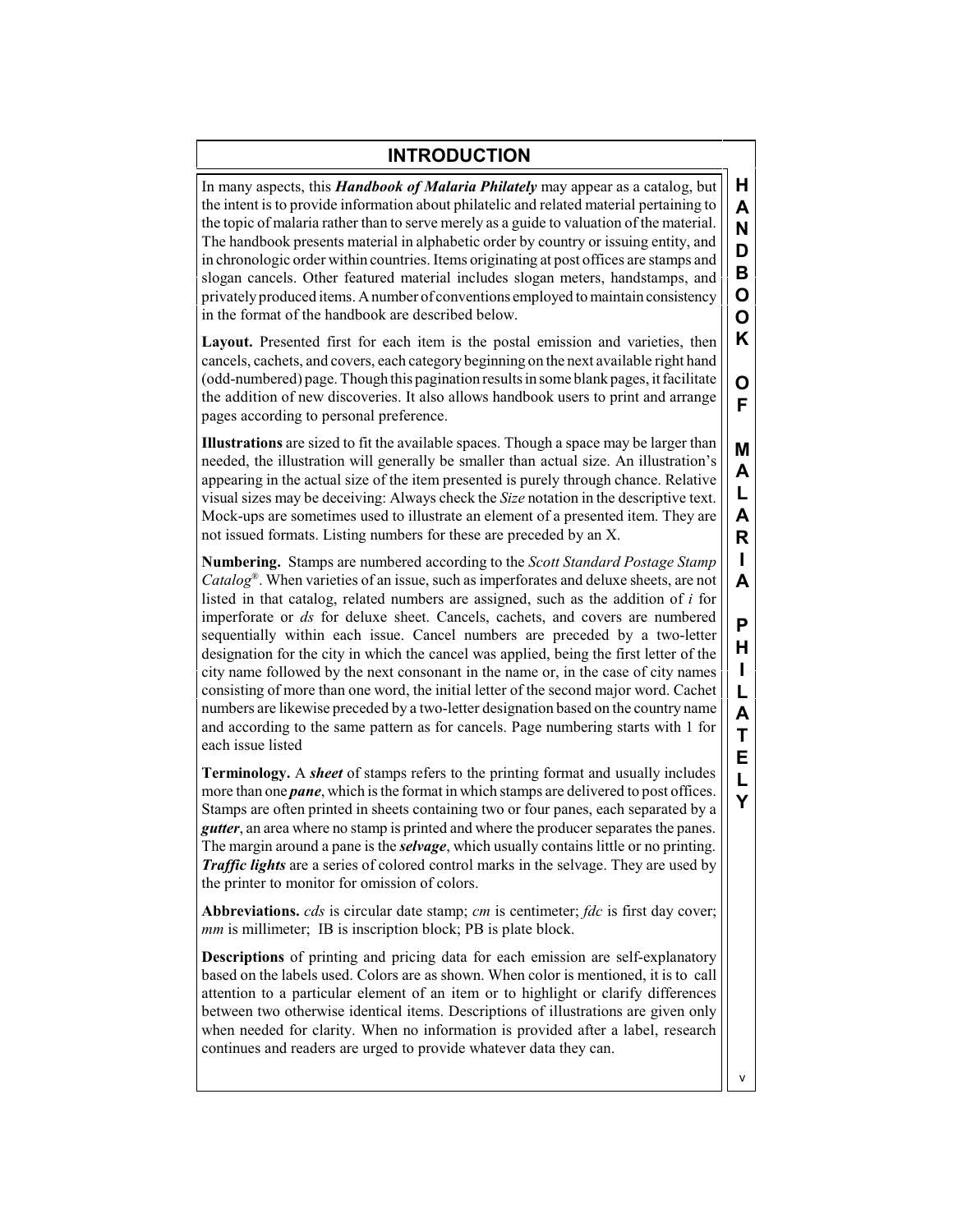# INTRODUCTION

In many aspects, this ***Handbook of Malaria Philately*** may appear as a catalog, but the intent is to provide information about philatelic and related material pertaining to the topic of malaria rather than to serve merely as a guide to valuation of the material. The handbook presents material in alphabetic order by country or issuing entity, and in chronologic order within countries. Items originating at post offices are stamps and slogan cancels. Other featured material includes slogan meters, handstamps, and privately produced items. A number of conventions employed to maintain consistency in the format of the handbook are described below.

**Layout.** Presented first for each item is the postal emission and varieties, then cancels, cachets, and covers, each category beginning on the next available right hand (odd-numbered) page. Though this pagination results in some blank pages, it facilitate the addition of new discoveries. It also allows handbook users to print and arrange pages according to personal preference.

**Illustrations** are sized to fit the available spaces. Though a space may be larger than needed, the illustration will generally be smaller than actual size. An illustration's appearing in the actual size of the item presented is purely through chance. Relative visual sizes may be deceiving: Always check the *Size* notation in the descriptive text. Mock-ups are sometimes used to illustrate an element of a presented item. They are not issued formats. Listing numbers for these are preceded by an X.

**Numbering.** Stamps are numbered according to the *Scott Standard Postage Stamp Catalog*®. When varieties of an issue, such as imperforates and deluxe sheets, are not listed in that catalog, related numbers are assigned, such as the addition of *i* for imperforate or *ds* for deluxe sheet. Cancels, cachets, and covers are numbered sequentially within each issue. Cancel numbers are preceded by a two-letter designation for the city in which the cancel was applied, being the first letter of the city name followed by the next consonant in the name or, in the case of city names consisting of more than one word, the initial letter of the second major word. Cachet numbers are likewise preceded by a two-letter designation based on the country name and according to the same pattern as for cancels. Page numbering starts with 1 for each issue listed

**Terminology.** A ***sheet*** of stamps refers to the printing format and usually includes more than one ***pane***, which is the format in which stamps are delivered to post offices. Stamps are often printed in sheets containing two or four panes, each separated by a ***gutter***, an area where no stamp is printed and where the producer separates the panes. The margin around a pane is the ***selvage***, which usually contains little or no printing. ***Traffic lights*** are a series of colored control marks in the selvage. They are used by the printer to monitor for omission of colors.

**Abbreviations.** *cds* is circular date stamp; *cm* is centimeter; *fdc* is first day cover; *mm* is millimeter; IB is inscription block; PB is plate block.

**Descriptions** of printing and pricing data for each emission are self-explanatory based on the labels used. Colors are as shown. When color is mentioned, it is to call attention to a particular element of an item or to highlight or clarify differences between two otherwise identical items. Descriptions of illustrations are given only when needed for clarity. When no information is provided after a label, research continues and readers are urged to provide whatever data they can.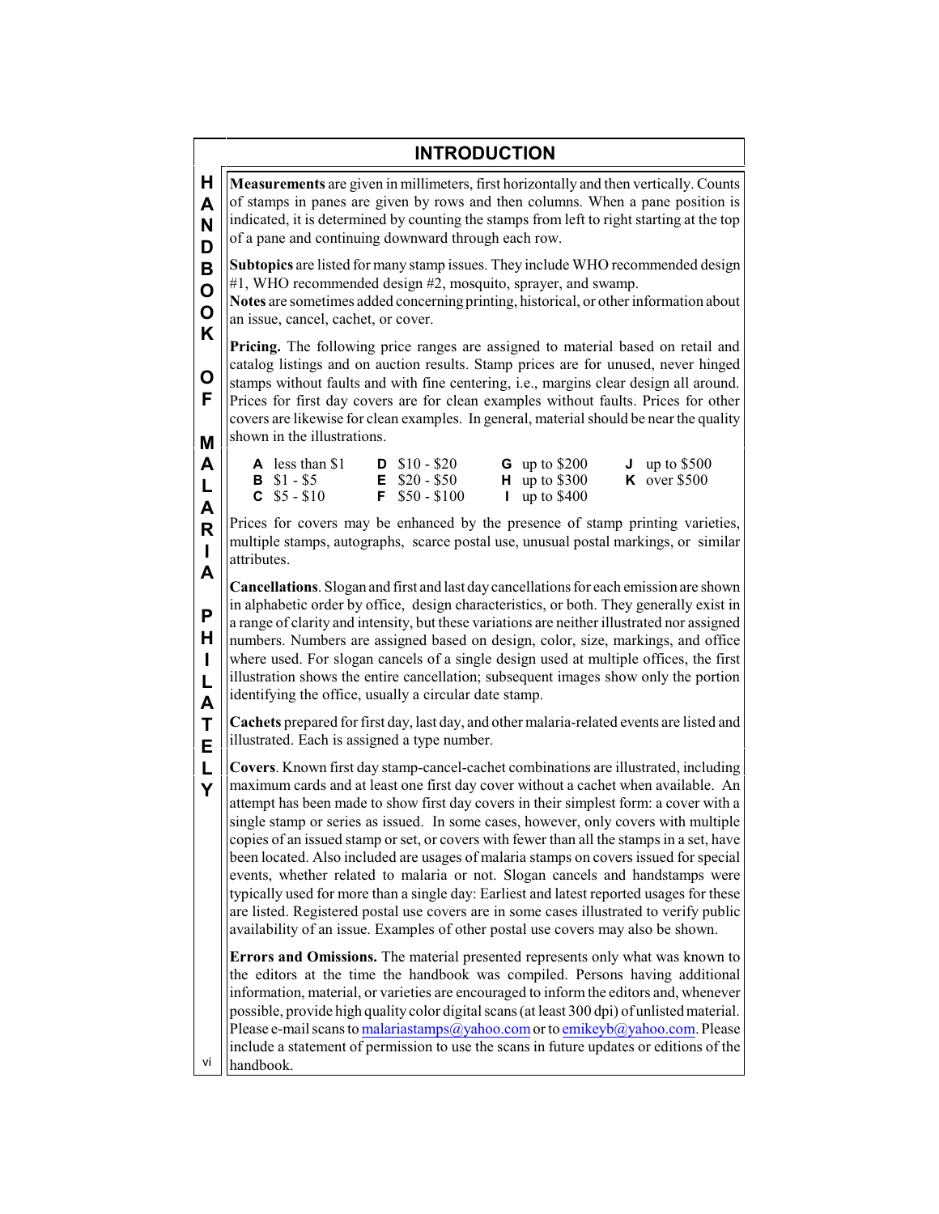# INTRODUCTION

**Measurements** are given in millimeters, first horizontally and then vertically. Counts of stamps in panes are given by rows and then columns. When a pane position is indicated, it is determined by counting the stamps from left to right starting at the top of a pane and continuing downward through each row.

**Subtopics** are listed for many stamp issues. They include WHO recommended design #1, WHO recommended design #2, mosquito, sprayer, and swamp.

**Notes** are sometimes added concerning printing, historical, or other information about an issue, cancel, cachet, or cover.

**Pricing.** The following price ranges are assigned to material based on retail and catalog listings and on auction results. Stamp prices are for unused, never hinged stamps without faults and with fine centering, i.e., margins clear design all around. Prices for first day covers are for clean examples without faults. Prices for other covers are likewise for clean examples. In general, material should be near the quality shown in the illustrations.

| | | | |
|---|---|---|---|
| **A** less than $1 | **D** $10 - $20 | **G** up to $200 | **J** up to $500 |
| **B** $1 - $5 | **E** $20 - $50 | **H** up to $300 | **K** over $500 |
| **C** $5 - $10 | **F** $50 - $100 | **I** up to $400 | |

Prices for covers may be enhanced by the presence of stamp printing varieties, multiple stamps, autographs, scarce postal use, unusual postal markings, or similar attributes.

**Cancellations**. Slogan and first and last day cancellations for each emission are shown in alphabetic order by office, design characteristics, or both. They generally exist in a range of clarity and intensity, but these variations are neither illustrated nor assigned numbers. Numbers are assigned based on design, color, size, markings, and office where used. For slogan cancels of a single design used at multiple offices, the first illustration shows the entire cancellation; subsequent images show only the portion identifying the office, usually a circular date stamp.

**Cachets** prepared for first day, last day, and other malaria-related events are listed and illustrated. Each is assigned a type number.

**Covers**. Known first day stamp-cancel-cachet combinations are illustrated, including maximum cards and at least one first day cover without a cachet when available. An attempt has been made to show first day covers in their simplest form: a cover with a single stamp or series as issued. In some cases, however, only covers with multiple copies of an issued stamp or set, or covers with fewer than all the stamps in a set, have been located. Also included are usages of malaria stamps on covers issued for special events, whether related to malaria or not. Slogan cancels and handstamps were typically used for more than a single day: Earliest and latest reported usages for these are listed. Registered postal use covers are in some cases illustrated to verify public availability of an issue. Examples of other postal use covers may also be shown.

**Errors and Omissions.** The material presented represents only what was known to the editors at the time the handbook was compiled. Persons having additional information, material, or varieties are encouraged to inform the editors and, whenever possible, provide high quality color digital scans (at least 300 dpi) of unlisted material. Please e-mail scans to malariastamps@yahoo.com or to emikeyb@yahoo.com. Please include a statement of permission to use the scans in future updates or editions of the handbook.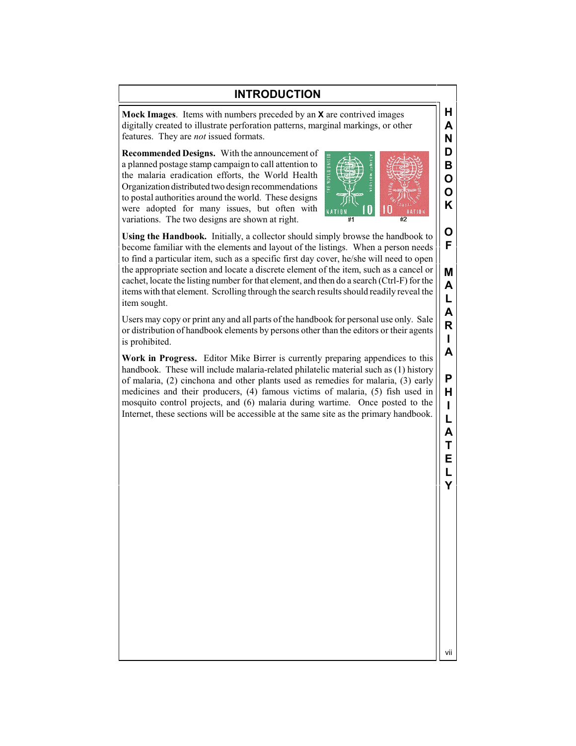## INTRODUCTION

**Mock Images**. Items with numbers preceded by an **X** are contrived images digitally created to illustrate perforation patterns, marginal markings, or other features. They are *not* issued formats.

**Recommended Designs.** With the announcement of a planned postage stamp campaign to call attention to the malaria eradication efforts, the World Health Organization distributed two design recommendations to postal authorities around the world. These designs were adopted for many issues, but often with variations. The two designs are shown at right.

#1 #2

**Using the Handbook.** Initially, a collector should simply browse the handbook to become familiar with the elements and layout of the listings. When a person needs to find a particular item, such as a specific first day cover, he/she will need to open the appropriate section and locate a discrete element of the item, such as a cancel or cachet, locate the listing number for that element, and then do a search (Ctrl-F) for the items with that element. Scrolling through the search results should readily reveal the item sought.

Users may copy or print any and all parts of the handbook for personal use only. Sale or distribution of handbook elements by persons other than the editors or their agents is prohibited.

**Work in Progress.** Editor Mike Birrer is currently preparing appendices to this handbook. These will include malaria-related philatelic material such as (1) history of malaria, (2) cinchona and other plants used as remedies for malaria, (3) early medicines and their producers, (4) famous victims of malaria, (5) fish used in mosquito control projects, and (6) malaria during wartime. Once posted to the Internet, these sections will be accessible at the same site as the primary handbook.